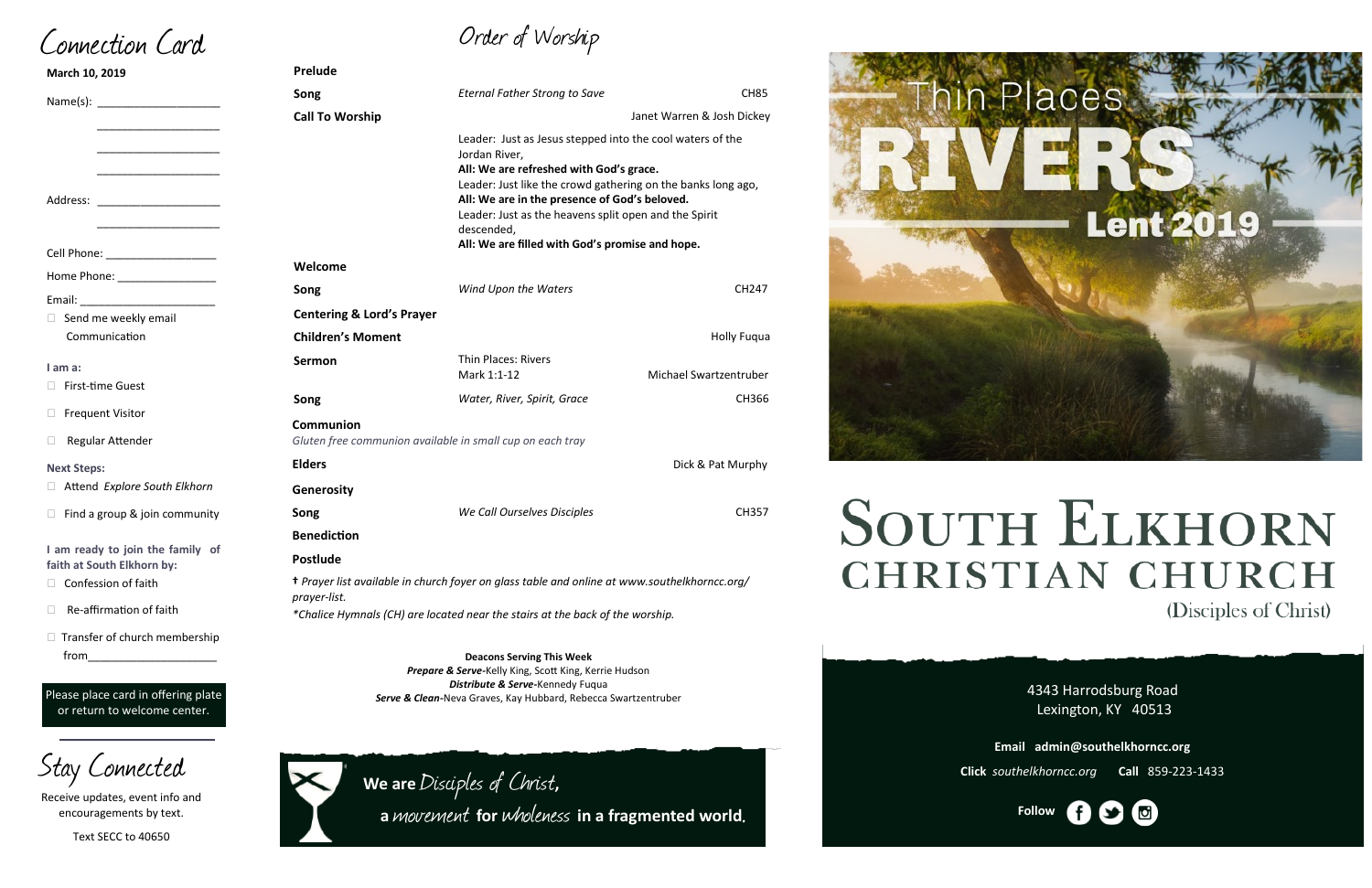# Connection Card

**March 10, 2019**

Name(s): ____________________

____________________

____________________

____________________

Address: ____________________

____________________

Cell Phone: _________________

Home Phone: _______________

Email: ______________________

☐ Send me weekly email Communication

**I am a:**

☐ First-time Guest

☐ Frequent Visitor

☐ Regular Attender

**Next Steps:**

☐ Attend *Explore South Elkhorn*

☐ Find a group & join community

**I am ready to join the family of faith at South Elkhorn by:**

☐ Confession of faith

☐ Re-affirmation of faith

☐ Transfer of church membership from____________________

Please place card in offering plate or return to welcome center.

# Stay Connected

Receive updates, event info and encouragements by text.

Text SECC to 40650

# Order of Worship

| | | |
|---|---|---|
| **Prelude** | | |
| **Song** | *Eternal Father Strong to Save* | CH85 |
| **Call To Worship** | | Janet Warren & Josh Dickey |

Leader: Just as Jesus stepped into the cool waters of the Jordan River,
**All: We are refreshed with God's grace.**
Leader: Just like the crowd gathering on the banks long ago,
**All: We are in the presence of God's beloved.**
Leader: Just as the heavens split open and the Spirit descended,
**All: We are filled with God's promise and hope.**

| | | |
|---|---|---|
| **Welcome** | | |
| **Song** | *Wind Upon the Waters* | CH247 |
| **Centering & Lord's Prayer** | | |
| **Children's Moment** | | Holly Fuqua |
| **Sermon** | Thin Places: Rivers<br>Mark 1:1-12 | Michael Swartzentruber |
| **Song** | *Water, River, Spirit, Grace* | CH366 |

**Communion**
*Gluten free communion available in small cup on each tray*

| | | |
|---|---|---|
| **Elders** | | Dick & Pat Murphy |
| **Generosity** | | |
| **Song** | *We Call Ourselves Disciples* | CH357 |
| **Benediction** | | |
| **Postlude** | | |

† *Prayer list available in church foyer on glass table and online at www.southelkhorncc.org/prayer-list.*

*\*Chalice Hymnals (CH) are located near the stairs at the back of the worship.*

**Deacons Serving This Week**
***Prepare & Serve***-Kelly King, Scott King, Kerrie Hudson
***Distribute & Serve***-Kennedy Fuqua
***Serve & Clean***-Neva Graves, Kay Hubbard, Rebecca Swartzentruber

**We are** *Disciples of Christ*, a *movement* **for** *wholeness* **in a fragmented world.**

Thin Places
RIVERS
Lent 2019

# South Elkhorn Christian Church

(Disciples of Christ)

4343 Harrodsburg Road
Lexington, KY 40513

**Email** **admin@southelkhorncc.org**

**Click** *southelkhorncc.org* **Call** 859-223-1433

**Follow**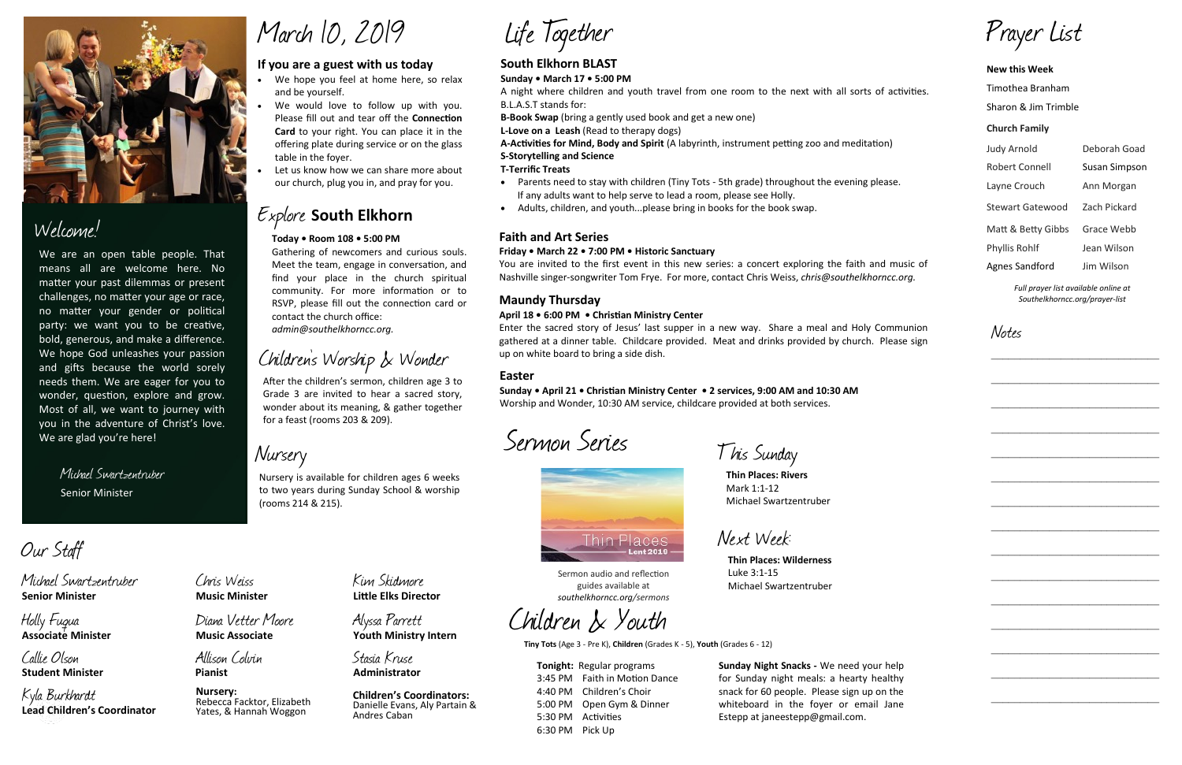# Welcome!

We are an open table people. That means all are welcome here. No matter your past dilemmas or present challenges, no matter your age or race, no matter your gender or political party: we want you to be creative, bold, generous, and make a difference. We hope God unleashes your passion and gifts because the world sorely needs them. We are eager for you to wonder, question, explore and grow. Most of all, we want to journey with you in the adventure of Christ's love. We are glad you're here!

Michael Swartzentruber
Senior Minister

# March 10, 2019

### If you are a guest with us today

- We hope you feel at home here, so relax and be yourself.
- We would love to follow up with you. Please fill out and tear off the **Connection Card** to your right. You can place it in the offering plate during service or on the glass table in the foyer.
- Let us know how we can share more about our church, plug you in, and pray for you.

## Explore South Elkhorn

**Today • Room 108 • 5:00 PM**
Gathering of newcomers and curious souls. Meet the team, engage in conversation, and find your place in the church spiritual community. For more information or to RSVP, please fill out the connection card or contact the church office: *admin@southelkhorncc.org.*

## Children's Worship & Wonder

After the children's sermon, children age 3 to Grade 3 are invited to hear a sacred story, wonder about its meaning, & gather together for a feast (rooms 203 & 209).

## Nursery

Nursery is available for children ages 6 weeks to two years during Sunday School & worship (rooms 214 & 215).

## Our Staff

Michael Swartzentruber
**Senior Minister**

Holly Fugua
**Associate Minister**

Callie Olson
**Student Minister**

Kyla Burkhardt
**Lead Children's Coordinator**

Chris Weiss
**Music Minister**

Diana Vetter Moore
**Music Associate**

Allison Colvin
**Pianist**

**Nursery:**
Rebecca Facktor, Elizabeth Yates, & Hannah Woggon

Kim Skidmore
**Little Elks Director**

Alyssa Parrett
**Youth Ministry Intern**

Stasia Kruse
**Administrator**

**Children's Coordinators:**
Danielle Evans, Aly Partain & Andres Caban

# Life Together

### South Elkhorn BLAST

**Sunday • March 17 • 5:00 PM**
A night where children and youth travel from one room to the next with all sorts of activities. B.L.A.S.T stands for:
**B-Book Swap** (bring a gently used book and get a new one)
**L-Love on a Leash** (Read to therapy dogs)
**A-Activities for Mind, Body and Spirit** (A labyrinth, instrument petting zoo and meditation)
**S-Storytelling and Science**
**T-Terrific Treats**

- Parents need to stay with children (Tiny Tots - 5th grade) throughout the evening please. If any adults want to help serve to lead a room, please see Holly.
- Adults, children, and youth...please bring in books for the book swap.

### Faith and Art Series

**Friday • March 22 • 7:00 PM • Historic Sanctuary**
You are invited to the first event in this new series: a concert exploring the faith and music of Nashville singer-songwriter Tom Frye. For more, contact Chris Weiss, *chris@southelkhorncc.org.*

### Maundy Thursday

**April 18 • 6:00 PM • Christian Ministry Center**
Enter the sacred story of Jesus' last supper in a new way. Share a meal and Holy Communion gathered at a dinner table. Childcare provided. Meat and drinks provided by church. Please sign up on white board to bring a side dish.

### Easter

**Sunday • April 21 • Christian Ministry Center • 2 services, 9:00 AM and 10:30 AM**
Worship and Wonder, 10:30 AM service, childcare provided at both services.

## Sermon Series

Thin Places
Lent 2019

Sermon audio and reflection guides available at *southelkhorncc.org/sermons*

### This Sunday

**Thin Places: Rivers**
Mark 1:1-12
Michael Swartzentruber

### Next Week:

**Thin Places: Wilderness**
Luke 3:1-15
Michael Swartzentruber

## Children & Youth

**Tiny Tots** (Age 3 - Pre K), **Children** (Grades K - 5), **Youth** (Grades 6 - 12)

**Tonight:** Regular programs
3:45 PM Faith in Motion Dance
4:40 PM Children's Choir
5:00 PM Open Gym & Dinner
5:30 PM Activities
6:30 PM Pick Up

**Sunday Night Snacks -** We need your help for Sunday night meals: a hearty healthy snack for 60 people. Please sign up on the whiteboard in the foyer or email Jane Estepp at janeestepp@gmail.com.

# Prayer List

**New this Week**
Timothea Branham
Sharon & Jim Trimble

**Church Family**

| | |
|---|---|
| Judy Arnold | Deborah Goad |
| Robert Connell | Susan Simpson |
| Layne Crouch | Ann Morgan |
| Stewart Gatewood | Zach Pickard |
| Matt & Betty Gibbs | Grace Webb |
| Phyllis Rohlf | Jean Wilson |
| Agnes Sandford | Jim Wilson |

*Full prayer list available online at Southelkhorncc.org/prayer-list*

## Notes